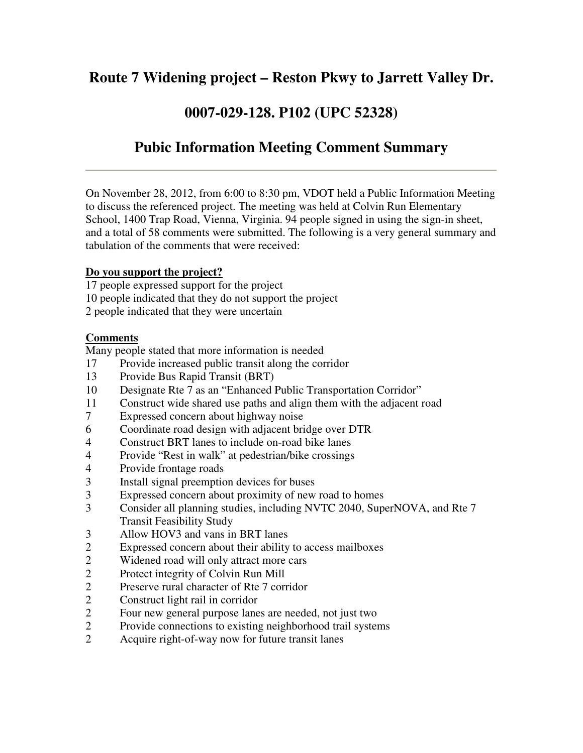# Route 7 Widening project – Reston Pkwy to Jarrett Valley Dr.

# 0007-029-128. P102 (UPC 52328)

# Pubic Information Meeting Comment Summary

---

On November 28, 2012, from 6:00 to 8:30 pm, VDOT held a Public Information Meeting to discuss the referenced project. The meeting was held at Colvin Run Elementary School, 1400 Trap Road, Vienna, Virginia. 94 people signed in using the sign-in sheet, and a total of 58 comments were submitted. The following is a very general summary and tabulation of the comments that were received:

**Do you support the project?**

17 people expressed support for the project
10 people indicated that they do not support the project
2 people indicated that they were uncertain

**Comments**

Many people stated that more information is needed

| | |
|---|---|
| 17 | Provide increased public transit along the corridor |
| 13 | Provide Bus Rapid Transit (BRT) |
| 10 | Designate Rte 7 as an "Enhanced Public Transportation Corridor" |
| 11 | Construct wide shared use paths and align them with the adjacent road |
| 7 | Expressed concern about highway noise |
| 6 | Coordinate road design with adjacent bridge over DTR |
| 4 | Construct BRT lanes to include on-road bike lanes |
| 4 | Provide "Rest in walk" at pedestrian/bike crossings |
| 4 | Provide frontage roads |
| 3 | Install signal preemption devices for buses |
| 3 | Expressed concern about proximity of new road to homes |
| 3 | Consider all planning studies, including NVTC 2040, SuperNOVA, and Rte 7 Transit Feasibility Study |
| 3 | Allow HOV3 and vans in BRT lanes |
| 2 | Expressed concern about their ability to access mailboxes |
| 2 | Widened road will only attract more cars |
| 2 | Protect integrity of Colvin Run Mill |
| 2 | Preserve rural character of Rte 7 corridor |
| 2 | Construct light rail in corridor |
| 2 | Four new general purpose lanes are needed, not just two |
| 2 | Provide connections to existing neighborhood trail systems |
| 2 | Acquire right-of-way now for future transit lanes |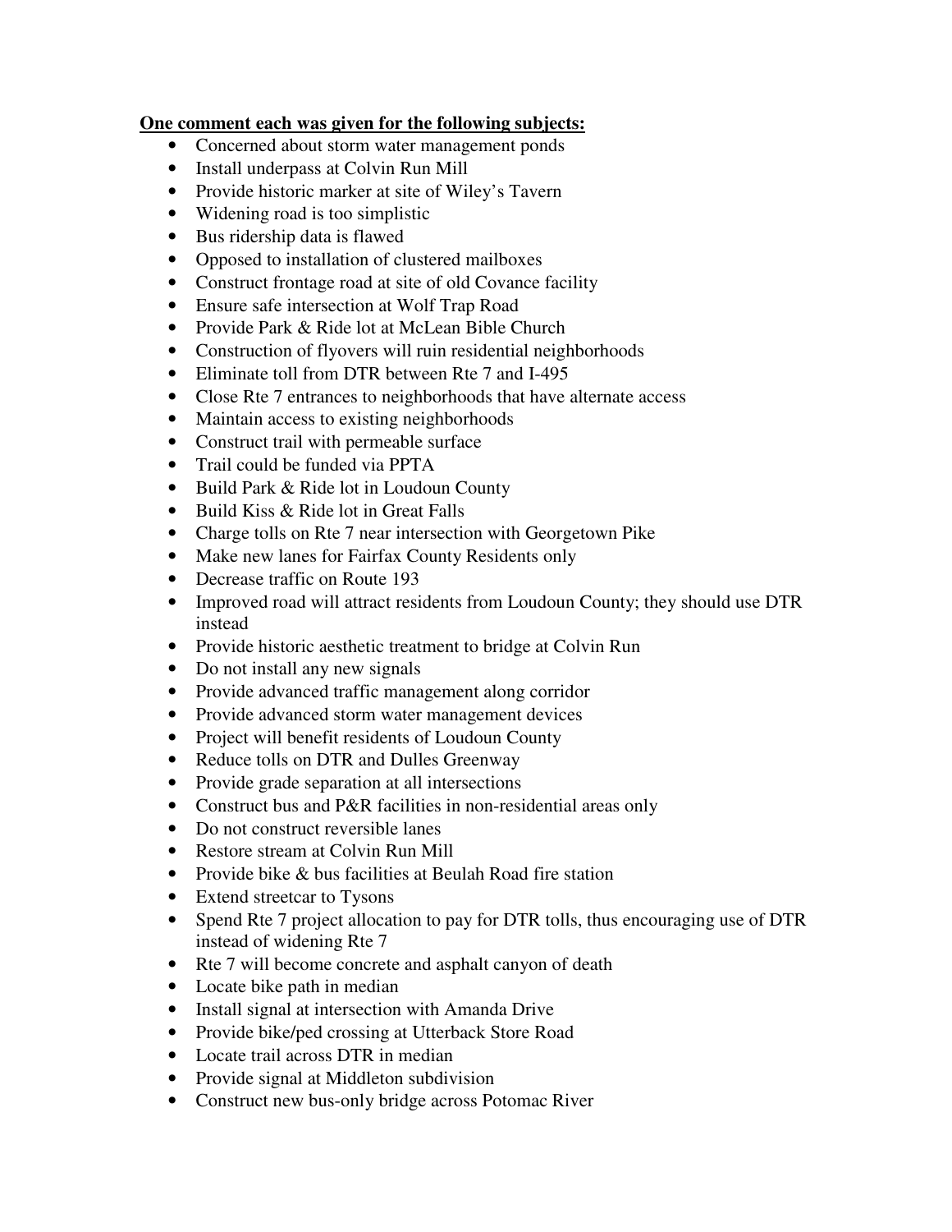**One comment each was given for the following subjects:**

- Concerned about storm water management ponds
- Install underpass at Colvin Run Mill
- Provide historic marker at site of Wiley's Tavern
- Widening road is too simplistic
- Bus ridership data is flawed
- Opposed to installation of clustered mailboxes
- Construct frontage road at site of old Covance facility
- Ensure safe intersection at Wolf Trap Road
- Provide Park & Ride lot at McLean Bible Church
- Construction of flyovers will ruin residential neighborhoods
- Eliminate toll from DTR between Rte 7 and I-495
- Close Rte 7 entrances to neighborhoods that have alternate access
- Maintain access to existing neighborhoods
- Construct trail with permeable surface
- Trail could be funded via PPTA
- Build Park & Ride lot in Loudoun County
- Build Kiss & Ride lot in Great Falls
- Charge tolls on Rte 7 near intersection with Georgetown Pike
- Make new lanes for Fairfax County Residents only
- Decrease traffic on Route 193
- Improved road will attract residents from Loudoun County; they should use DTR instead
- Provide historic aesthetic treatment to bridge at Colvin Run
- Do not install any new signals
- Provide advanced traffic management along corridor
- Provide advanced storm water management devices
- Project will benefit residents of Loudoun County
- Reduce tolls on DTR and Dulles Greenway
- Provide grade separation at all intersections
- Construct bus and P&R facilities in non-residential areas only
- Do not construct reversible lanes
- Restore stream at Colvin Run Mill
- Provide bike & bus facilities at Beulah Road fire station
- Extend streetcar to Tysons
- Spend Rte 7 project allocation to pay for DTR tolls, thus encouraging use of DTR instead of widening Rte 7
- Rte 7 will become concrete and asphalt canyon of death
- Locate bike path in median
- Install signal at intersection with Amanda Drive
- Provide bike/ped crossing at Utterback Store Road
- Locate trail across DTR in median
- Provide signal at Middleton subdivision
- Construct new bus-only bridge across Potomac River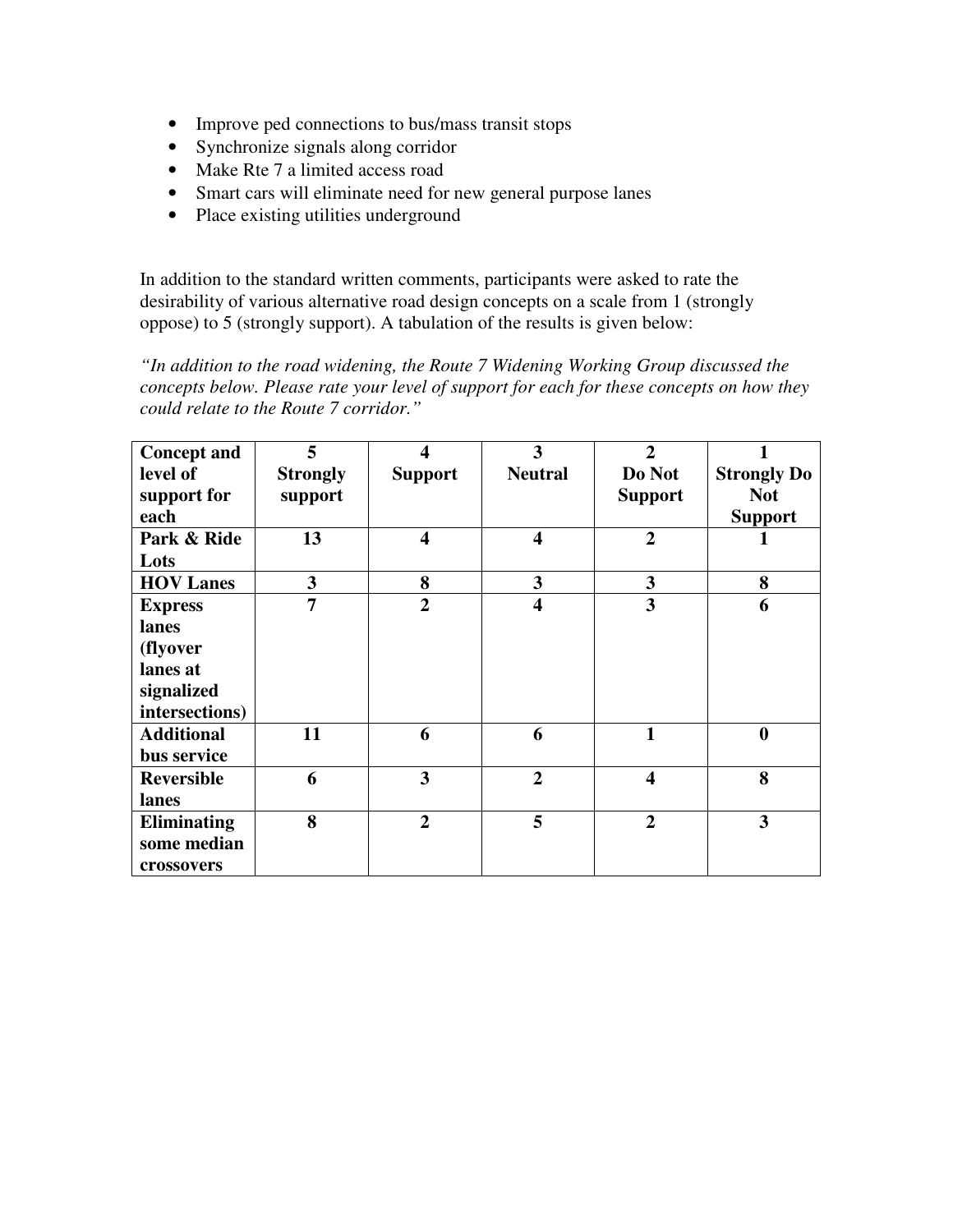- Improve ped connections to bus/mass transit stops
- Synchronize signals along corridor
- Make Rte 7 a limited access road
- Smart cars will eliminate need for new general purpose lanes
- Place existing utilities underground

In addition to the standard written comments, participants were asked to rate the desirability of various alternative road design concepts on a scale from 1 (strongly oppose) to 5 (strongly support). A tabulation of the results is given below:

*"In addition to the road widening, the Route 7 Widening Working Group discussed the concepts below. Please rate your level of support for each for these concepts on how they could relate to the Route 7 corridor."*

| Concept and level of support for each | 5 Strongly support | 4 Support | 3 Neutral | 2 Do Not Support | 1 Strongly Do Not Support |
|---|---|---|---|---|---|
| **Park & Ride Lots** | **13** | **4** | **4** | **2** | **1** |
| **HOV Lanes** | **3** | **8** | **3** | **3** | **8** |
| **Express lanes (flyover lanes at signalized intersections)** | **7** | **2** | **4** | **3** | **6** |
| **Additional bus service** | **11** | **6** | **6** | **1** | **0** |
| **Reversible lanes** | **6** | **3** | **2** | **4** | **8** |
| **Eliminating some median crossovers** | **8** | **2** | **5** | **2** | **3** |